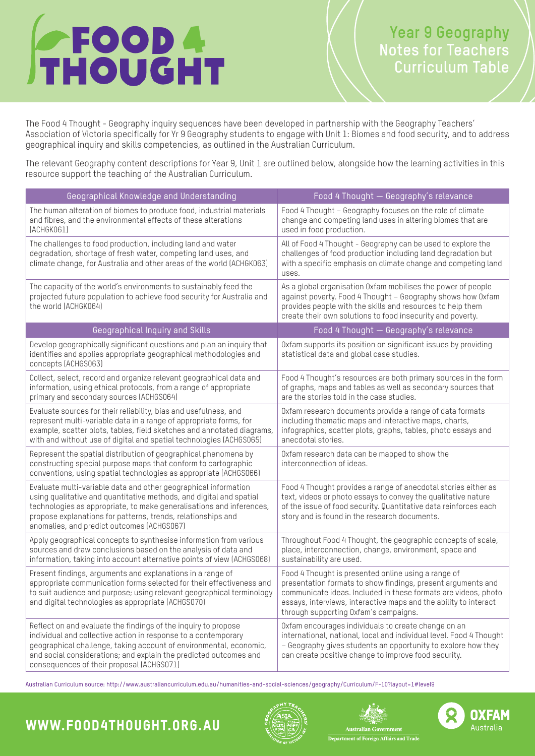# FOOD 4 THOUGHT

## Year 9 Geography Notes for Teachers Curriculum Table

The Food 4 Thought - Geography inquiry sequences have been developed in partnership with the Geography Teachers' Association of Victoria specifically for Yr 9 Geography students to engage with Unit 1: Biomes and food security, and to address geographical inquiry and skills competencies, as outlined in the Australian Curriculum.

The relevant Geography content descriptions for Year 9, Unit 1 are outlined below, alongside how the learning activities in this resource support the teaching of the Australian Curriculum.

| Geographical Knowledge and Understanding | Food 4 Thought — Geography's relevance |
|---|---|
| The human alteration of biomes to produce food, industrial materials and fibres, and the environmental effects of these alterations (ACHGK061) | Food 4 Thought – Geography focuses on the role of climate change and competing land uses in altering biomes that are used in food production. |
| The challenges to food production, including land and water degradation, shortage of fresh water, competing land uses, and climate change, for Australia and other areas of the world (ACHGK063) | All of Food 4 Thought - Geography can be used to explore the challenges of food production including land degradation but with a specific emphasis on climate change and competing land uses. |
| The capacity of the world's environments to sustainably feed the projected future population to achieve food security for Australia and the world (ACHGK064) | As a global organisation Oxfam mobilises the power of people against poverty. Food 4 Thought – Geography shows how Oxfam provides people with the skills and resources to help them create their own solutions to food insecurity and poverty. |
| **Geographical Inquiry and Skills** | **Food 4 Thought — Geography's relevance** |
| Develop geographically significant questions and plan an inquiry that identifies and applies appropriate geographical methodologies and concepts (ACHGS063) | Oxfam supports its position on significant issues by providing statistical data and global case studies. |
| Collect, select, record and organize relevant geographical data and information, using ethical protocols, from a range of appropriate primary and secondary sources (ACHGS064) | Food 4 Thought's resources are both primary sources in the form of graphs, maps and tables as well as secondary sources that are the stories told in the case studies. |
| Evaluate sources for their reliability, bias and usefulness, and represent multi-variable data in a range of appropriate forms, for example, scatter plots, tables, field sketches and annotated diagrams, with and without use of digital and spatial technologies (ACHGS065) | Oxfam research documents provide a range of data formats including thematic maps and interactive maps, charts, infographics, scatter plots, graphs, tables, photo essays and anecdotal stories. |
| Represent the spatial distribution of geographical phenomena by constructing special purpose maps that conform to cartographic conventions, using spatial technologies as appropriate (ACHGS066) | Oxfam research data can be mapped to show the interconnection of ideas. |
| Evaluate multi-variable data and other geographical information using qualitative and quantitative methods, and digital and spatial technologies as appropriate, to make generalisations and inferences, propose explanations for patterns, trends, relationships and anomalies, and predict outcomes (ACHGS067) | Food 4 Thought provides a range of anecdotal stories either as text, videos or photo essays to convey the qualitative nature of the issue of food security. Quantitative data reinforces each story and is found in the research documents. |
| Apply geographical concepts to synthesise information from various sources and draw conclusions based on the analysis of data and information, taking into account alternative points of view (ACHGS068) | Throughout Food 4 Thought, the geographic concepts of scale, place, interconnection, change, environment, space and sustainability are used. |
| Present findings, arguments and explanations in a range of appropriate communication forms selected for their effectiveness and to suit audience and purpose; using relevant geographical terminology and digital technologies as appropriate (ACHGS070) | Food 4 Thought is presented online using a range of presentation formats to show findings, present arguments and communicate ideas. Included in these formats are videos, photo essays, interviews, interactive maps and the ability to interact through supporting Oxfam's campaigns. |
| Reflect on and evaluate the findings of the inquiry to propose individual and collective action in response to a contemporary geographical challenge, taking account of environmental, economic, and social considerations; and explain the predicted outcomes and consequences of their proposal (ACHGS071) | Oxfam encourages individuals to create change on an international, national, local and individual level. Food 4 Thought – Geography gives students an opportunity to explore how they can create positive change to improve food security. |

Australian Curriculum source: http://www.australiancurriculum.edu.au/humanities-and-social-sciences/geography/Curriculum/F-10?layout=1#level9

WWW.FOOD4THOUGHT.ORG.AU

Australian Government Department of Foreign Affairs and Trade

OXFAM Australia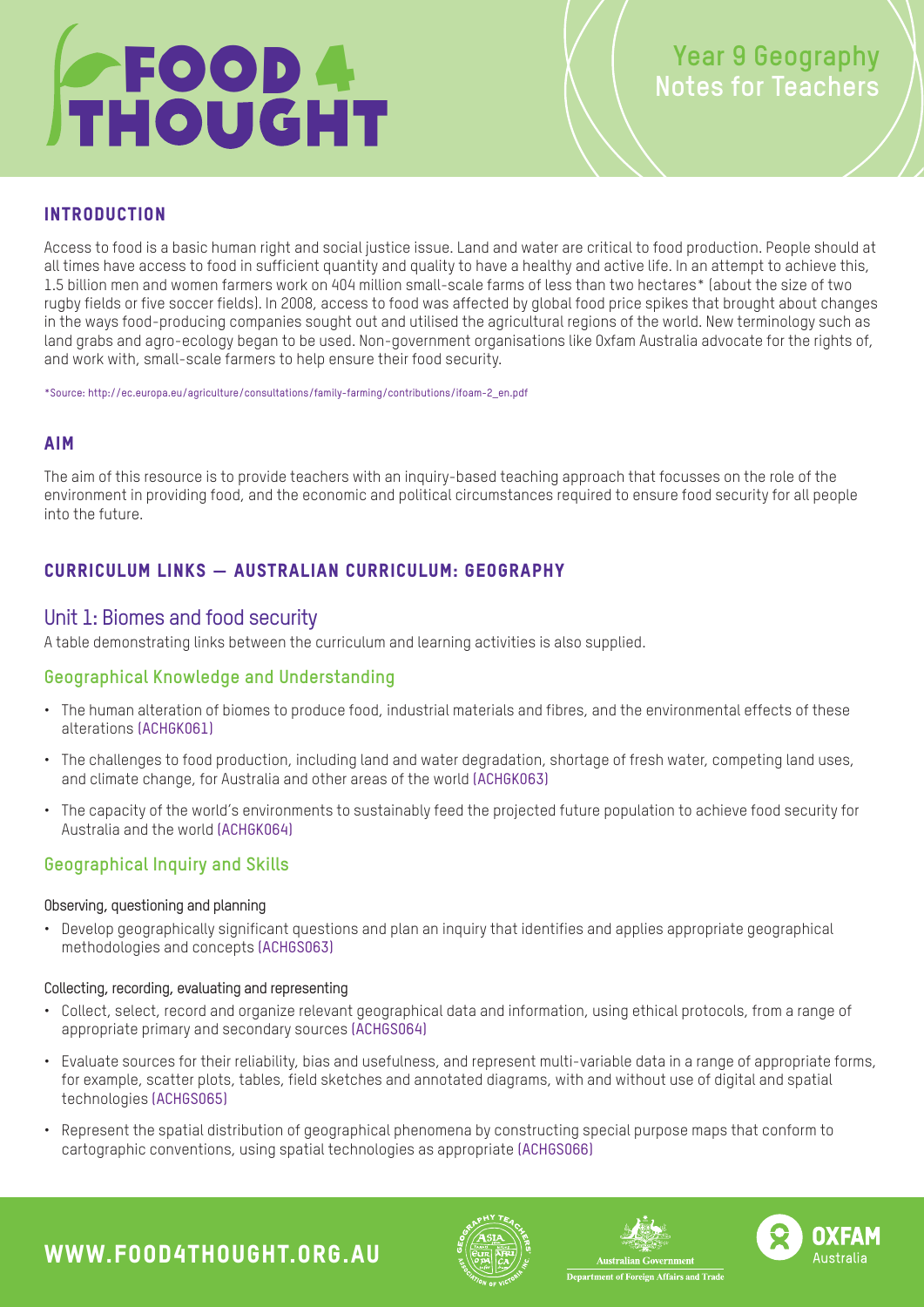# FOOD 4 THOUGHT

**Year 9 Geography Notes for Teachers**

## INTRODUCTION

Access to food is a basic human right and social justice issue. Land and water are critical to food production. People should at all times have access to food in sufficient quantity and quality to have a healthy and active life. In an attempt to achieve this, 1.5 billion men and women farmers work on 404 million small-scale farms of less than two hectares* (about the size of two rugby fields or five soccer fields). In 2008, access to food was affected by global food price spikes that brought about changes in the ways food-producing companies sought out and utilised the agricultural regions of the world. New terminology such as land grabs and agro-ecology began to be used. Non-government organisations like Oxfam Australia advocate for the rights of, and work with, small-scale farmers to help ensure their food security.

*Source: http://ec.europa.eu/agriculture/consultations/family-farming/contributions/ifoam-2_en.pdf

## AIM

The aim of this resource is to provide teachers with an inquiry-based teaching approach that focusses on the role of the environment in providing food, and the economic and political circumstances required to ensure food security for all people into the future.

## CURRICULUM LINKS — AUSTRALIAN CURRICULUM: GEOGRAPHY

### Unit 1: Biomes and food security

A table demonstrating links between the curriculum and learning activities is also supplied.

### Geographical Knowledge and Understanding

- The human alteration of biomes to produce food, industrial materials and fibres, and the environmental effects of these alterations (ACHGK061)
- The challenges to food production, including land and water degradation, shortage of fresh water, competing land uses, and climate change, for Australia and other areas of the world (ACHGK063)
- The capacity of the world's environments to sustainably feed the projected future population to achieve food security for Australia and the world (ACHGK064)

### Geographical Inquiry and Skills

#### Observing, questioning and planning

- Develop geographically significant questions and plan an inquiry that identifies and applies appropriate geographical methodologies and concepts (ACHGS063)

#### Collecting, recording, evaluating and representing

- Collect, select, record and organize relevant geographical data and information, using ethical protocols, from a range of appropriate primary and secondary sources (ACHGS064)
- Evaluate sources for their reliability, bias and usefulness, and represent multi-variable data in a range of appropriate forms, for example, scatter plots, tables, field sketches and annotated diagrams, with and without use of digital and spatial technologies (ACHGS065)
- Represent the spatial distribution of geographical phenomena by constructing special purpose maps that conform to cartographic conventions, using spatial technologies as appropriate (ACHGS066)

WWW.FOOD4THOUGHT.ORG.AU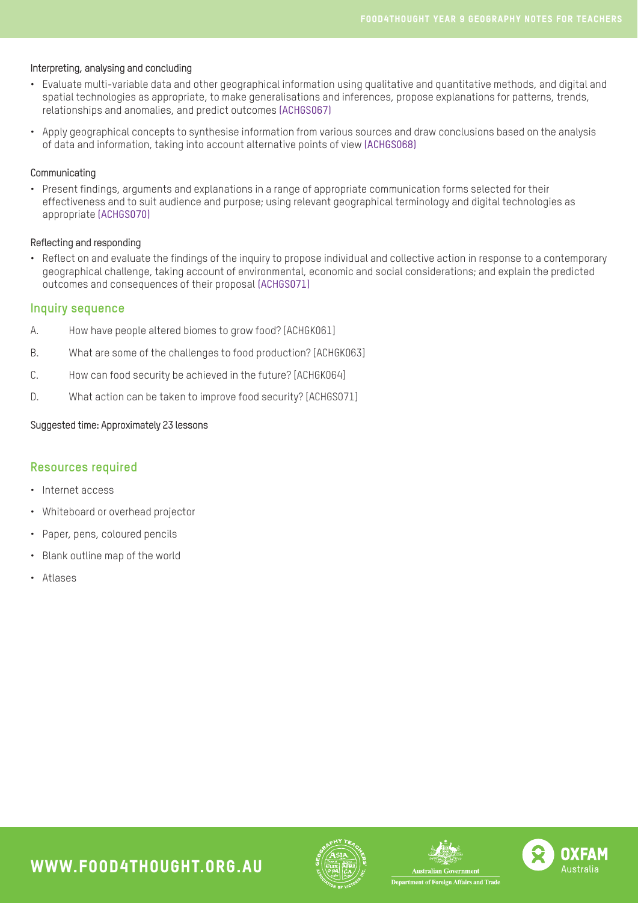#### Interpreting, analysing and concluding

- Evaluate multi-variable data and other geographical information using qualitative and quantitative methods, and digital and spatial technologies as appropriate, to make generalisations and inferences, propose explanations for patterns, trends, relationships and anomalies, and predict outcomes (ACHGS067)
- Apply geographical concepts to synthesise information from various sources and draw conclusions based on the analysis of data and information, taking into account alternative points of view (ACHGS068)

#### Communicating

- Present findings, arguments and explanations in a range of appropriate communication forms selected for their effectiveness and to suit audience and purpose; using relevant geographical terminology and digital technologies as appropriate (ACHGS070)

#### Reflecting and responding

- Reflect on and evaluate the findings of the inquiry to propose individual and collective action in response to a contemporary geographical challenge, taking account of environmental, economic and social considerations; and explain the predicted outcomes and consequences of their proposal (ACHGS071)

## Inquiry sequence

A. How have people altered biomes to grow food? [ACHGK061]

B. What are some of the challenges to food production? [ACHGK063]

C. How can food security be achieved in the future? [ACHGK064]

D. What action can be taken to improve food security? [ACHGS071]

Suggested time: Approximately 23 lessons

## Resources required

- Internet access
- Whiteboard or overhead projector
- Paper, pens, coloured pencils
- Blank outline map of the world
- Atlases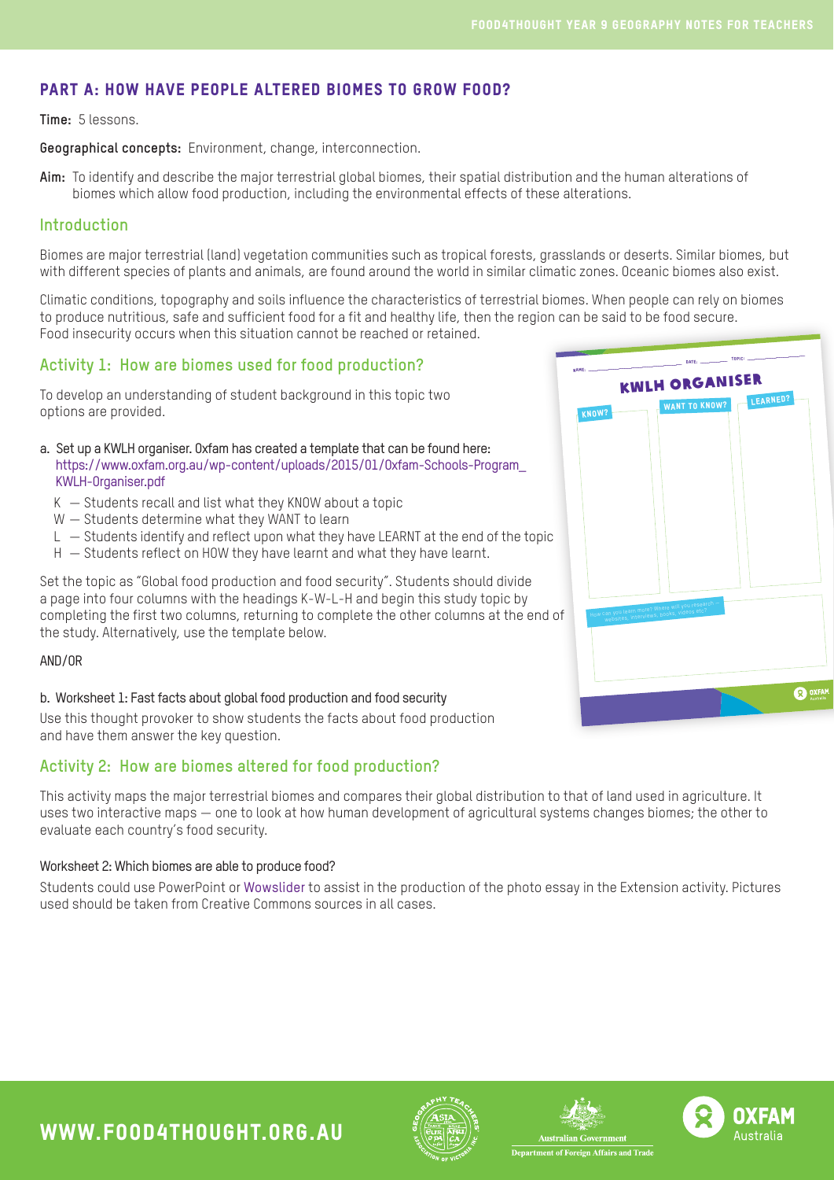## PART A: HOW HAVE PEOPLE ALTERED BIOMES TO GROW FOOD?

**Time:** 5 lessons.

**Geographical concepts:** Environment, change, interconnection.

**Aim:** To identify and describe the major terrestrial global biomes, their spatial distribution and the human alterations of biomes which allow food production, including the environmental effects of these alterations.

### Introduction

Biomes are major terrestrial (land) vegetation communities such as tropical forests, grasslands or deserts. Similar biomes, but with different species of plants and animals, are found around the world in similar climatic zones. Oceanic biomes also exist.

Climatic conditions, topography and soils influence the characteristics of terrestrial biomes. When people can rely on biomes to produce nutritious, safe and sufficient food for a fit and healthy life, then the region can be said to be food secure. Food insecurity occurs when this situation cannot be reached or retained.

### Activity 1: How are biomes used for food production?

To develop an understanding of student background in this topic two options are provided.

a. Set up a KWLH organiser. Oxfam has created a template that can be found here: https://www.oxfam.org.au/wp-content/uploads/2015/01/Oxfam-Schools-Program_KWLH-Organiser.pdf

- K — Students recall and list what they KNOW about a topic
- W — Students determine what they WANT to learn
- L — Students identify and reflect upon what they have LEARNT at the end of the topic
- H — Students reflect on HOW they have learnt and what they have learnt.

Set the topic as "Global food production and food security". Students should divide a page into four columns with the headings K-W-L-H and begin this study topic by completing the first two columns, returning to complete the other columns at the end of the study. Alternatively, use the template below.

AND/OR

b. Worksheet 1: Fast facts about global food production and food security

Use this thought provoker to show students the facts about food production and have them answer the key question.

### Activity 2: How are biomes altered for food production?

This activity maps the major terrestrial biomes and compares their global distribution to that of land used in agriculture. It uses two interactive maps — one to look at how human development of agricultural systems changes biomes; the other to evaluate each country's food security.

Worksheet 2: Which biomes are able to produce food?

Students could use PowerPoint or Wowslider to assist in the production of the photo essay in the Extension activity. Pictures used should be taken from Creative Commons sources in all cases.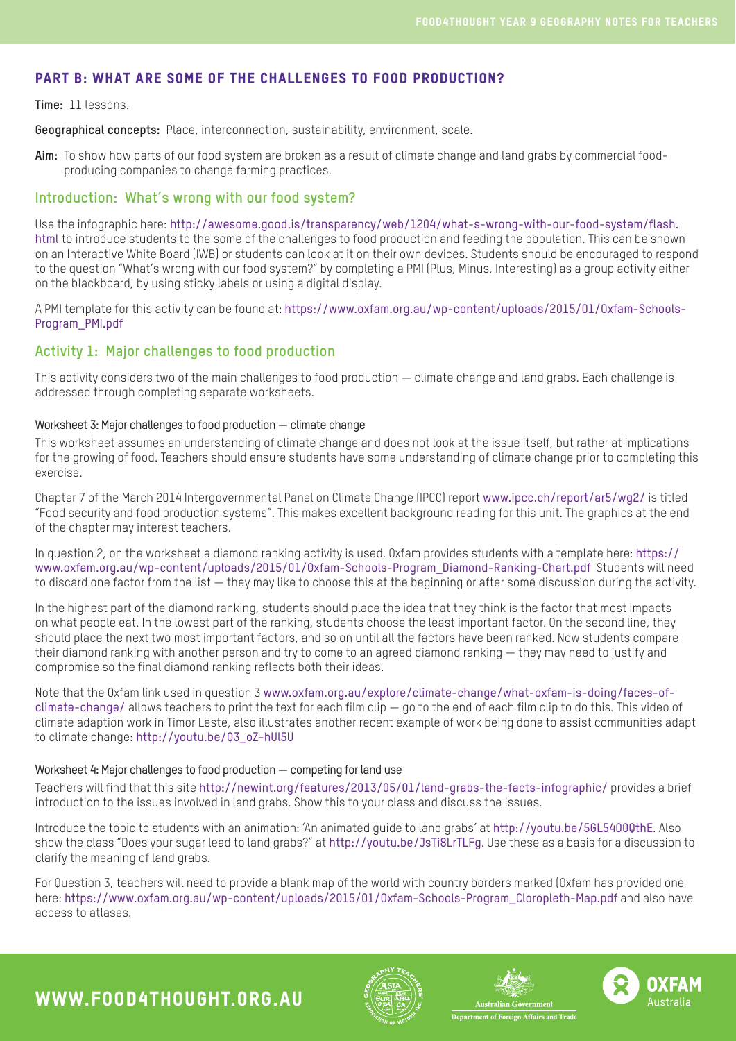## PART B: WHAT ARE SOME OF THE CHALLENGES TO FOOD PRODUCTION?

**Time:** 11 lessons.

**Geographical concepts:** Place, interconnection, sustainability, environment, scale.

**Aim:** To show how parts of our food system are broken as a result of climate change and land grabs by commercial food-producing companies to change farming practices.

### Introduction: What's wrong with our food system?

Use the infographic here: http://awesome.good.is/transparency/web/1204/what-s-wrong-with-our-food-system/flash.html to introduce students to the some of the challenges to food production and feeding the population. This can be shown on an Interactive White Board (IWB) or students can look at it on their own devices. Students should be encouraged to respond to the question "What's wrong with our food system?" by completing a PMI (Plus, Minus, Interesting) as a group activity either on the blackboard, by using sticky labels or using a digital display.

A PMI template for this activity can be found at: https://www.oxfam.org.au/wp-content/uploads/2015/01/Oxfam-Schools-Program_PMI.pdf

### Activity 1: Major challenges to food production

This activity considers two of the main challenges to food production — climate change and land grabs. Each challenge is addressed through completing separate worksheets.

#### Worksheet 3: Major challenges to food production — climate change

This worksheet assumes an understanding of climate change and does not look at the issue itself, but rather at implications for the growing of food. Teachers should ensure students have some understanding of climate change prior to completing this exercise.

Chapter 7 of the March 2014 Intergovernmental Panel on Climate Change (IPCC) report www.ipcc.ch/report/ar5/wg2/ is titled "Food security and food production systems". This makes excellent background reading for this unit. The graphics at the end of the chapter may interest teachers.

In question 2, on the worksheet a diamond ranking activity is used. Oxfam provides students with a template here: https://www.oxfam.org.au/wp-content/uploads/2015/01/Oxfam-Schools-Program_Diamond-Ranking-Chart.pdf Students will need to discard one factor from the list — they may like to choose this at the beginning or after some discussion during the activity.

In the highest part of the diamond ranking, students should place the idea that they think is the factor that most impacts on what people eat. In the lowest part of the ranking, students choose the least important factor. On the second line, they should place the next two most important factors, and so on until all the factors have been ranked. Now students compare their diamond ranking with another person and try to come to an agreed diamond ranking — they may need to justify and compromise so the final diamond ranking reflects both their ideas.

Note that the Oxfam link used in question 3 www.oxfam.org.au/explore/climate-change/what-oxfam-is-doing/faces-of-climate-change/ allows teachers to print the text for each film clip — go to the end of each film clip to do this. This video of climate adaption work in Timor Leste, also illustrates another recent example of work being done to assist communities adapt to climate change: http://youtu.be/Q3_oZ-hUl5U

#### Worksheet 4: Major challenges to food production — competing for land use

Teachers will find that this site http://newint.org/features/2013/05/01/land-grabs-the-facts-infographic/ provides a brief introduction to the issues involved in land grabs. Show this to your class and discuss the issues.

Introduce the topic to students with an animation: 'An animated guide to land grabs' at http://youtu.be/5GL54O0QthE. Also show the class "Does your sugar lead to land grabs?" at http://youtu.be/JsTi8LrTLFg. Use these as a basis for a discussion to clarify the meaning of land grabs.

For Question 3, teachers will need to provide a blank map of the world with country borders marked (Oxfam has provided one here: https://www.oxfam.org.au/wp-content/uploads/2015/01/Oxfam-Schools-Program_Cloropleth-Map.pdf and also have access to atlases.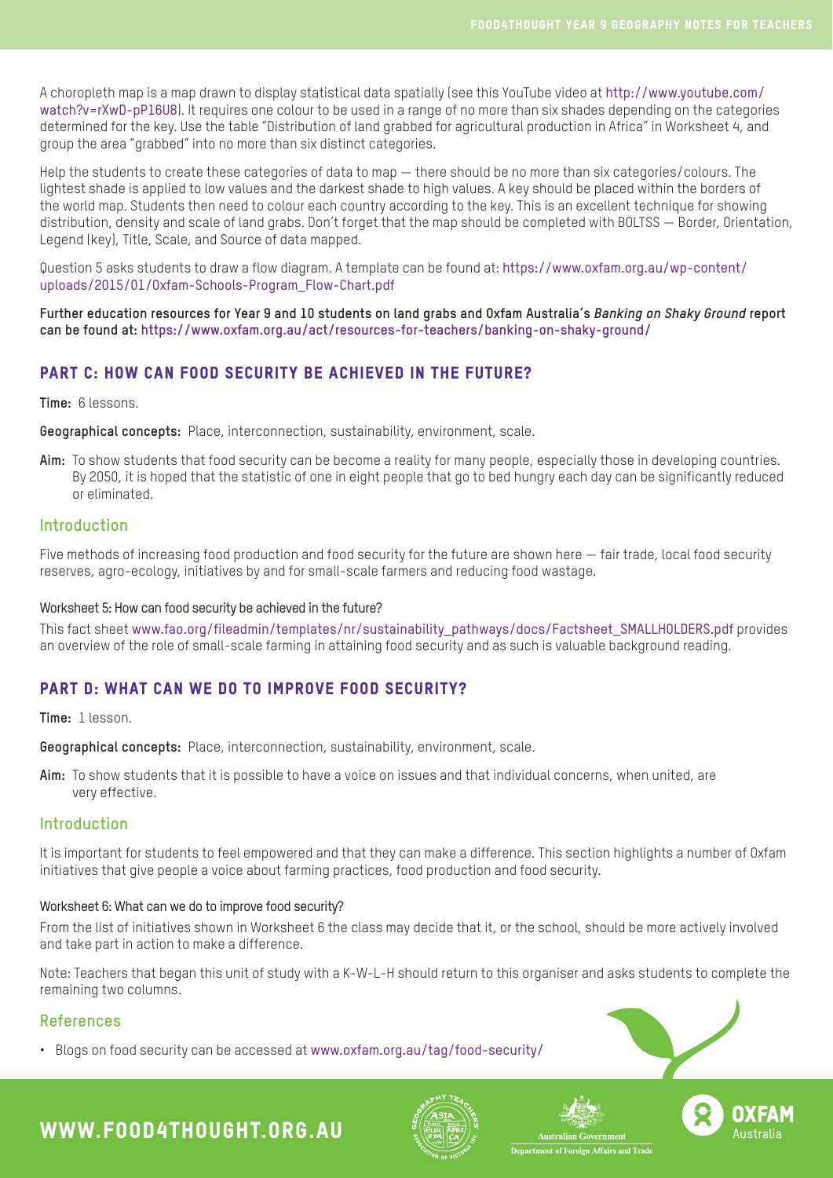A choropleth map is a map drawn to display statistical data spatially (see this YouTube video at http://www.youtube.com/watch?v=rXwD-pP16U8). It requires one colour to be used in a range of no more than six shades depending on the categories determined for the key. Use the table "Distribution of land grabbed for agricultural production in Africa" in Worksheet 4, and group the area "grabbed" into no more than six distinct categories.

Help the students to create these categories of data to map — there should be no more than six categories/colours. The lightest shade is applied to low values and the darkest shade to high values. A key should be placed within the borders of the world map. Students then need to colour each country according to the key. This is an excellent technique for showing distribution, density and scale of land grabs. Don't forget that the map should be completed with BOLTSS — Border, Orientation, Legend (key), Title, Scale, and Source of data mapped.

Question 5 asks students to draw a flow diagram. A template can be found at: https://www.oxfam.org.au/wp-content/uploads/2015/01/Oxfam-Schools-Program_Flow-Chart.pdf

**Further education resources for Year 9 and 10 students on land grabs and Oxfam Australia's *Banking on Shaky Ground* report can be found at: https://www.oxfam.org.au/act/resources-for-teachers/banking-on-shaky-ground/**

## PART C: HOW CAN FOOD SECURITY BE ACHIEVED IN THE FUTURE?

**Time:** 6 lessons.

**Geographical concepts:** Place, interconnection, sustainability, environment, scale.

**Aim:** To show students that food security can be become a reality for many people, especially those in developing countries. By 2050, it is hoped that the statistic of one in eight people that go to bed hungry each day can be significantly reduced or eliminated.

### Introduction

Five methods of increasing food production and food security for the future are shown here — fair trade, local food security reserves, agro-ecology, initiatives by and for small-scale farmers and reducing food wastage.

#### Worksheet 5: How can food security be achieved in the future?

This fact sheet www.fao.org/fileadmin/templates/nr/sustainability_pathways/docs/Factsheet_SMALLHOLDERS.pdf provides an overview of the role of small-scale farming in attaining food security and as such is valuable background reading.

## PART D: WHAT CAN WE DO TO IMPROVE FOOD SECURITY?

**Time:** 1 lesson.

**Geographical concepts:** Place, interconnection, sustainability, environment, scale.

**Aim:** To show students that it is possible to have a voice on issues and that individual concerns, when united, are very effective.

### Introduction

It is important for students to feel empowered and that they can make a difference. This section highlights a number of Oxfam initiatives that give people a voice about farming practices, food production and food security.

#### Worksheet 6: What can we do to improve food security?

From the list of initiatives shown in Worksheet 6 the class may decide that it, or the school, should be more actively involved and take part in action to make a difference.

Note: Teachers that began this unit of study with a K-W-L-H should return to this organiser and asks students to complete the remaining two columns.

### References

- Blogs on food security can be accessed at www.oxfam.org.au/tag/food-security/

WWW.FOOD4THOUGHT.ORG.AU